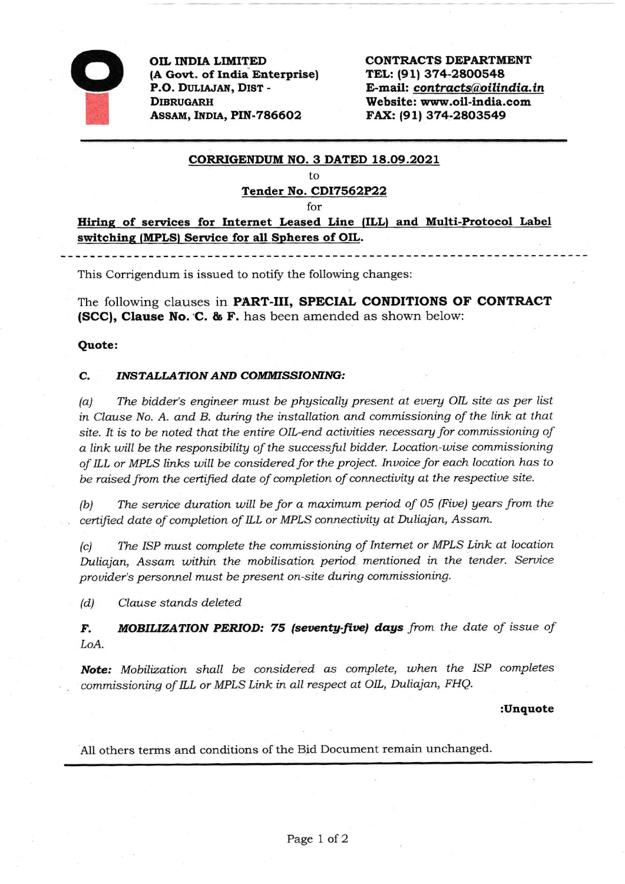**OIL INDIA LIMITED**
**(A Govt. of India Enterprise)**
**P.O. DULIAJAN, DIST - DIBRUGARH**
**ASSAM, INDIA, PIN-786602**

**CONTRACTS DEPARTMENT**
**TEL: (91) 374-2800548**
**E-mail: *contracts@oilindia.in***
**Website: www.oil-india.com**
**FAX: (91) 374-2803549**

---

**CORRIGENDUM NO. 3 DATED 18.09.2021**

to

**Tender No. CDI7562P22**

for

**Hiring of services for Internet Leased Line (ILL) and Multi-Protocol Label switching (MPLS) Service for all Spheres of OIL.**

---

This Corrigendum is issued to notify the following changes:

The following clauses in **PART-III, SPECIAL CONDITIONS OF CONTRACT (SCC), Clause No. C. & F.** has been amended as shown below:

**Quote:**

**C.** ***INSTALLATION AND COMMISSIONING:***

*(a) The bidder's engineer must be physically present at every OIL site as per list in Clause No. A. and B. during the installation and commissioning of the link at that site. It is to be noted that the entire OIL-end activities necessary for commissioning of a link will be the responsibility of the successful bidder. Location-wise commissioning of ILL or MPLS links will be considered for the project. Invoice for each location has to be raised from the certified date of completion of connectivity at the respective site.*

*(b) The service duration will be for a maximum period of 05 (Five) years from the certified date of completion of ILL or MPLS connectivity at Duliajan, Assam.*

*(c) The ISP must complete the commissioning of Internet or MPLS Link at location Duliajan, Assam within the mobilisation period mentioned in the tender. Service provider's personnel must be present on-site during commissioning.*

*(d) Clause stands deleted*

***F. MOBILIZATION PERIOD: 75 (seventy-five) days*** *from the date of issue of LoA.*

***Note:*** *Mobilization shall be considered as complete, when the ISP completes commissioning of ILL or MPLS Link in all respect at OIL, Duliajan, FHQ.*

**:Unquote**

All others terms and conditions of the Bid Document remain unchanged.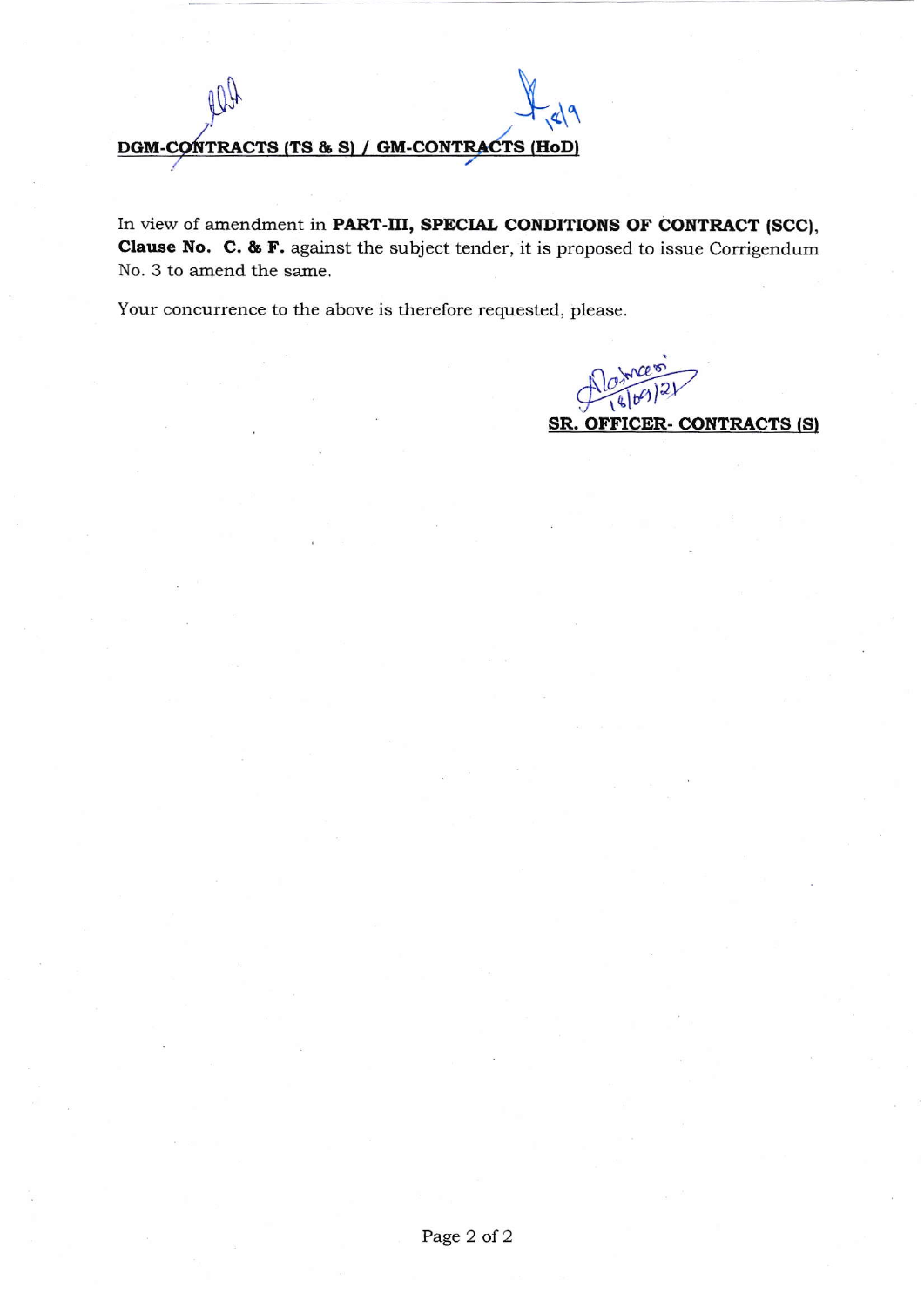**DGM-CONTRACTS (TS & S) / GM-CONTRACTS (HoD)**

In view of amendment in **PART-III, SPECIAL CONDITIONS OF CONTRACT (SCC)**, **Clause No. C. & F.** against the subject tender, it is proposed to issue Corrigendum No. 3 to amend the same.

Your concurrence to the above is therefore requested, please.

18/09/21

**SR. OFFICER- CONTRACTS (S)**